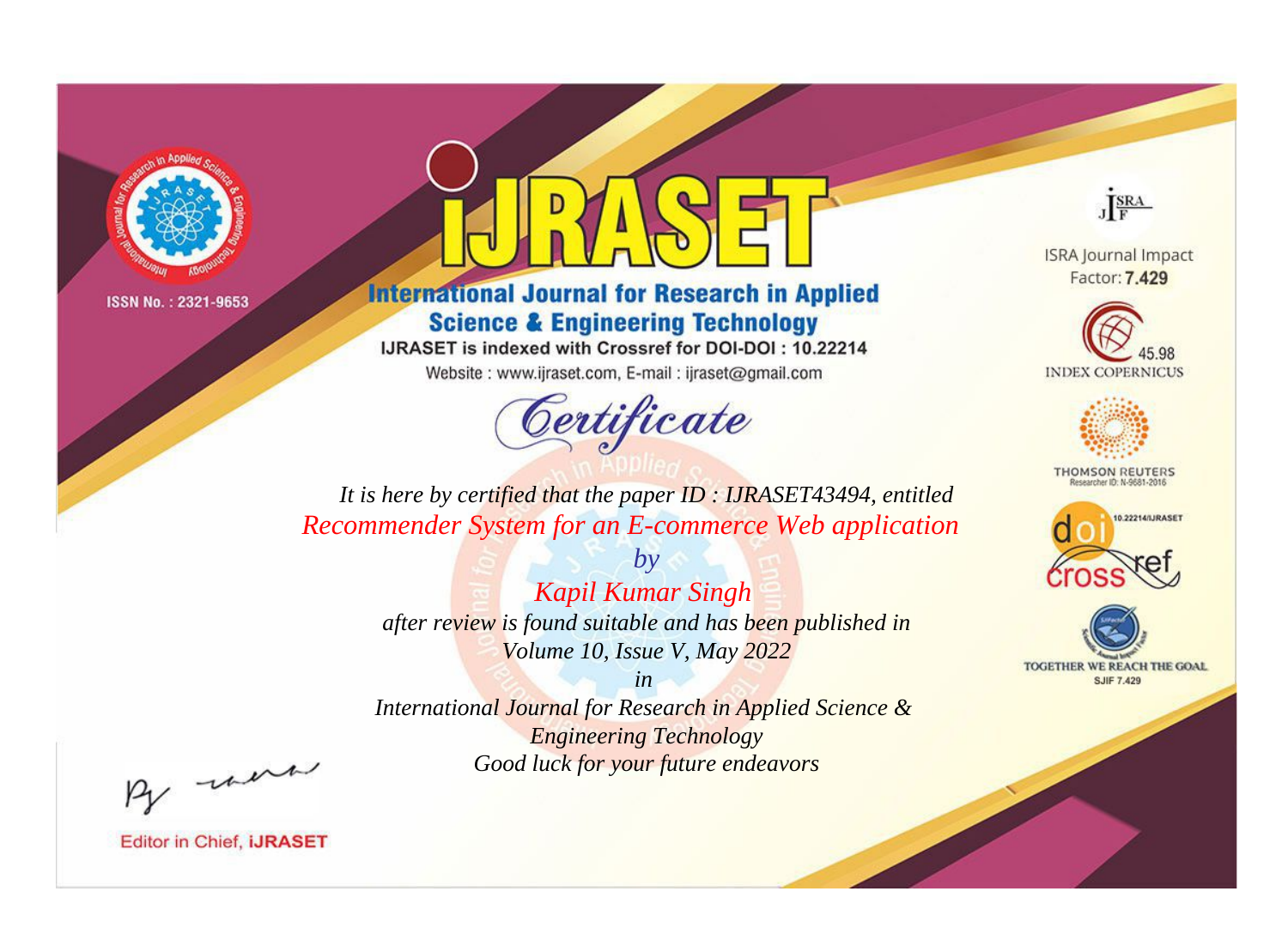ISSN No. : 2321-9653

# iJRASET

## International Journal for Research in Applied Science & Engineering Technology

IJRASET is indexed with Crossref for DOI-DOI : 10.22214

Website : www.ijraset.com, E-mail : ijraset@gmail.com

ISRA Journal Impact Factor: **7.429**

45.98 INDEX COPERNICUS

THOMSON REUTERS Researcher ID: N-9681-2016

10.22214/IJRASET

TOGETHER WE REACH THE GOAL SJIF 7.429

## *Certificate*

*It is here by certified that the paper ID : IJRASET43494, entitled*

*Recommender System for an E-commerce Web application*

*by*

*Kapil Kumar Singh*

*after review is found suitable and has been published in*

*Volume 10, Issue V, May 2022*

*in*

*International Journal for Research in Applied Science & Engineering Technology*

*Good luck for your future endeavors*

Editor in Chief, **iJRASET**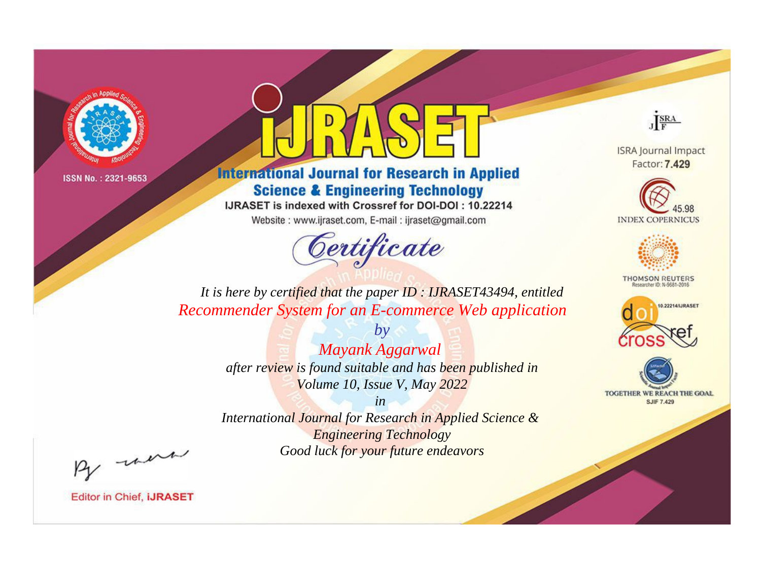ISSN No. : 2321-9653

# iJRASET

## International Journal for Research in Applied Science & Engineering Technology

IJRASET is indexed with Crossref for DOI-DOI : 10.22214

Website : www.ijraset.com, E-mail : ijraset@gmail.com

ISRA Journal Impact Factor: **7.429**

45.98 INDEX COPERNICUS

THOMSON REUTERS Researcher ID: N-9681-2016

10.22214/IJRASET

TOGETHER WE REACH THE GOAL SJIF 7.429

# *Certificate*

*It is here by certified that the paper ID : IJRASET43494, entitled*

*Recommender System for an E-commerce Web application*

*by*

*Mayank Aggarwal*

*after review is found suitable and has been published in*

*Volume 10, Issue V, May 2022*

*in*

*International Journal for Research in Applied Science & Engineering Technology*

*Good luck for your future endeavors*

Editor in Chief, **iJRASET**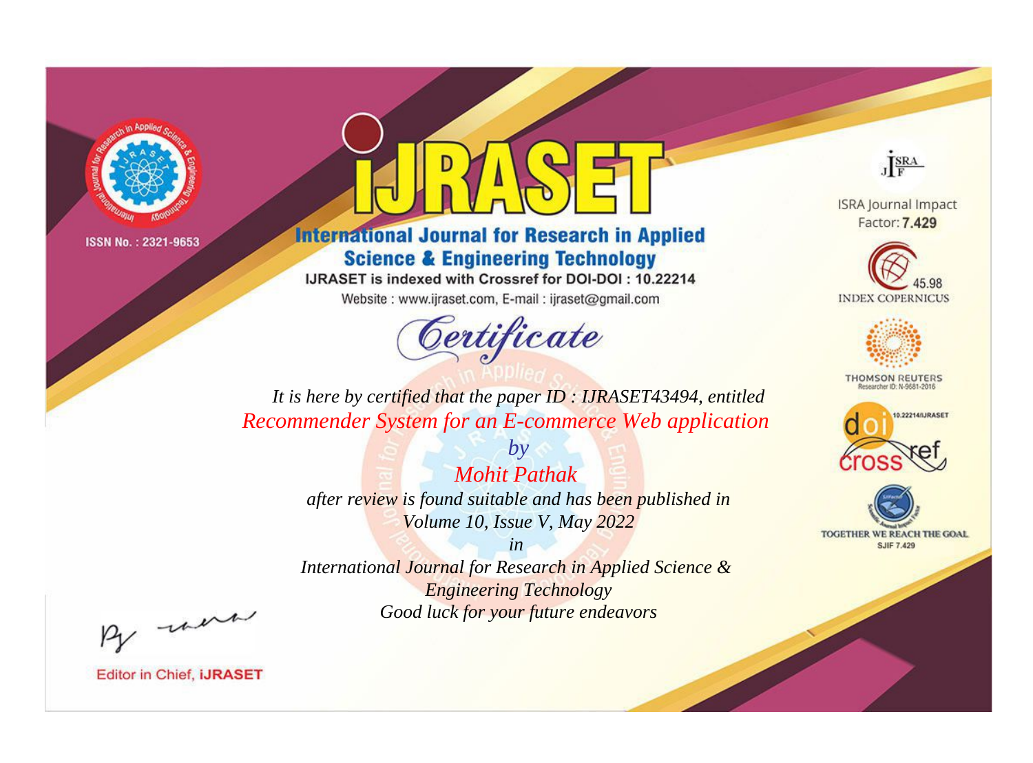ISSN No. : 2321-9653

# iJRASET

## International Journal for Research in Applied Science & Engineering Technology

IJRASET is indexed with Crossref for DOI-DOI : 10.22214

Website : www.ijraset.com, E-mail : ijraset@gmail.com

ISRA Journal Impact Factor: **7.429**

45.98 INDEX COPERNICUS

THOMSON REUTERS Researcher ID: N-9681-2016

10.22214/IJRASET

TOGETHER WE REACH THE GOAL SJIF 7.429

# *Certificate*

*It is here by certified that the paper ID : IJRASET43494, entitled*

*Recommender System for an E-commerce Web application*

*by*

*Mohit Pathak*

*after review is found suitable and has been published in*

*Volume 10, Issue V, May 2022*

*in*

*International Journal for Research in Applied Science & Engineering Technology*

*Good luck for your future endeavors*

Editor in Chief, **iJRASET**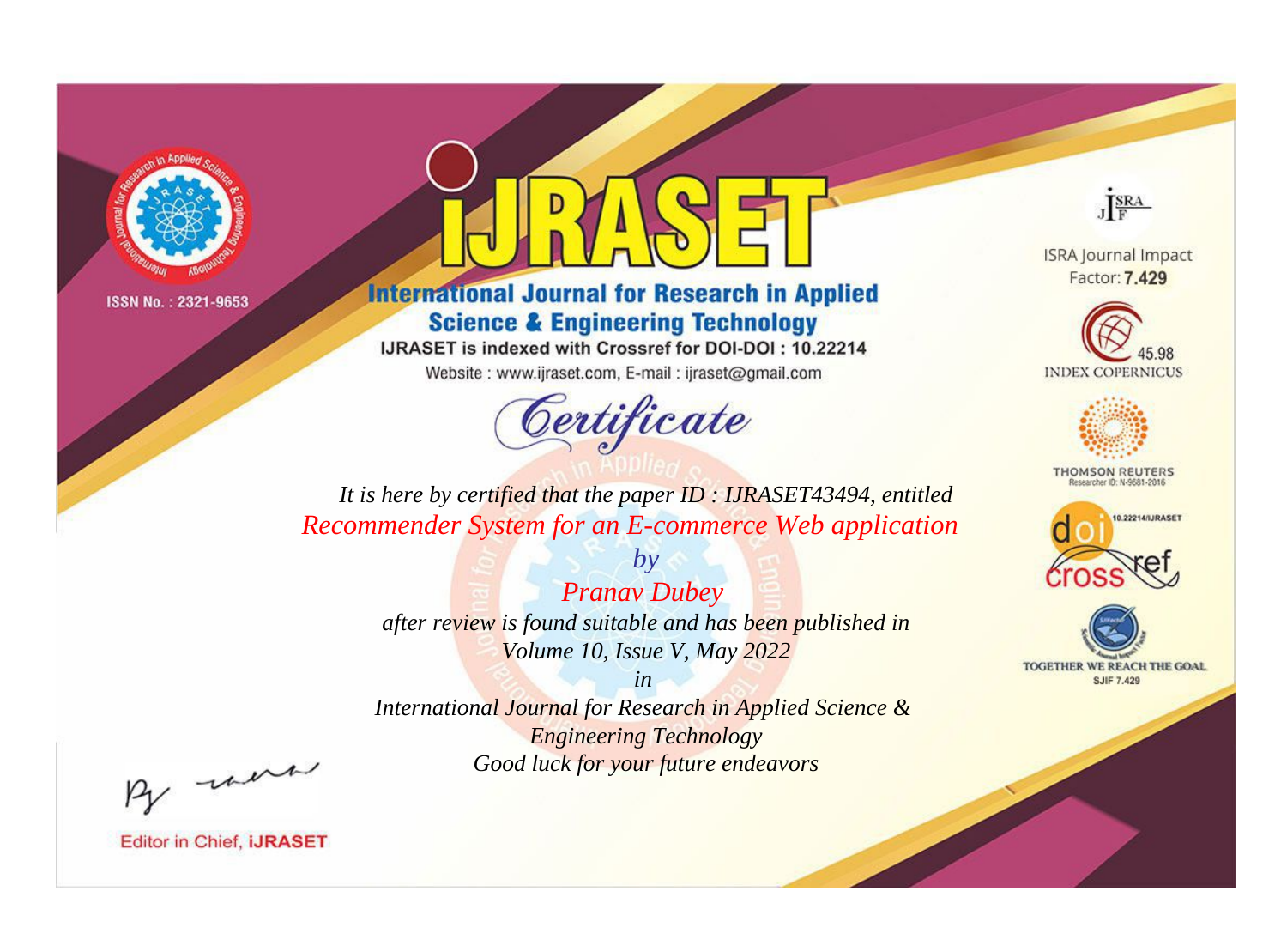ISSN No. : 2321-9653

# iJRASET

## International Journal for Research in Applied Science & Engineering Technology

IJRASET is indexed with Crossref for DOI-DOI : 10.22214

Website : www.ijraset.com, E-mail : ijraset@gmail.com

ISRA Journal Impact Factor: **7.429**

45.98 INDEX COPERNICUS

THOMSON REUTERS Researcher ID: N-9681-2016

10.22214/IJRASET

TOGETHER WE REACH THE GOAL SJIF 7.429

# *Certificate*

*It is here by certified that the paper ID : IJRASET43494, entitled*

*Recommender System for an E-commerce Web application*

*by*

*Pranav Dubey*

*after review is found suitable and has been published in*

*Volume 10, Issue V, May 2022*

*in*

*International Journal for Research in Applied Science & Engineering Technology*

*Good luck for your future endeavors*

Editor in Chief, **iJRASET**